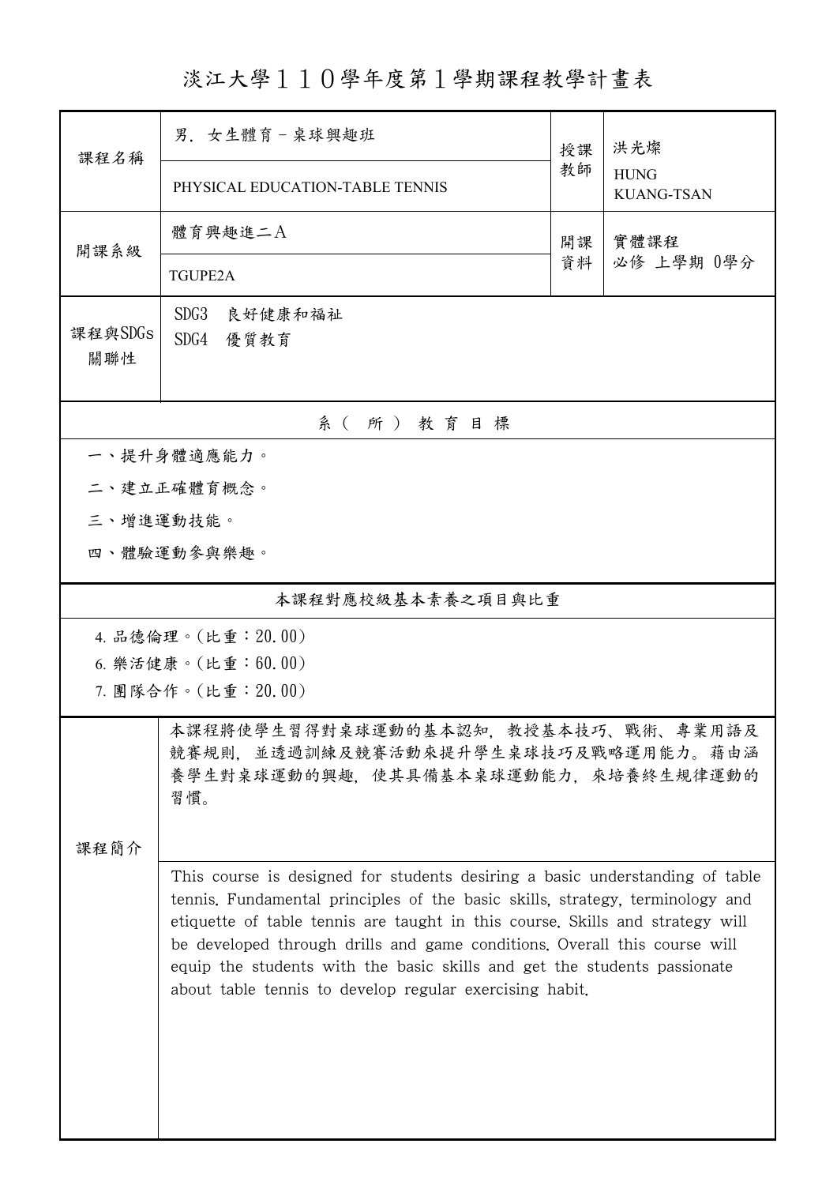# 淡江大學１１０學年度第１學期課程教學計畫表

| 課程名稱 | 男．女生體育－桌球興趣班 | 授課教師 | 洪光燦 |
|---|---|---|---|
| | PHYSICAL EDUCATION-TABLE TENNIS | | HUNG KUANG-TSAN |
| 開課系級 | 體育興趣進二Ａ | 開課資料 | 實體課程<br>必修 上學期 0學分 |
| | TGUPE2A | | |
| 課程與SDGs關聯性 | SDG3 良好健康和福祉<br>SDG4 優質教育 | | |

## 系（所）教育目標

一、提升身體適應能力。

二、建立正確體育概念。

三、增進運動技能。

四、體驗運動參與樂趣。

## 本課程對應校級基本素養之項目與比重

4. 品德倫理。(比重：20.00)
6. 樂活健康。(比重：60.00)
7. 團隊合作。(比重：20.00)

## 課程簡介

本課程將使學生習得對桌球運動的基本認知，教授基本技巧、戰術、專業用語及競賽規則，並透過訓練及競賽活動來提升學生桌球技巧及戰略運用能力。藉由涵養學生對桌球運動的興趣，使其具備基本桌球運動能力，來培養終生規律運動的習慣。

This course is designed for students desiring a basic understanding of table tennis. Fundamental principles of the basic skills, strategy, terminology and etiquette of table tennis are taught in this course. Skills and strategy will be developed through drills and game conditions. Overall this course will equip the students with the basic skills and get the students passionate about table tennis to develop regular exercising habit.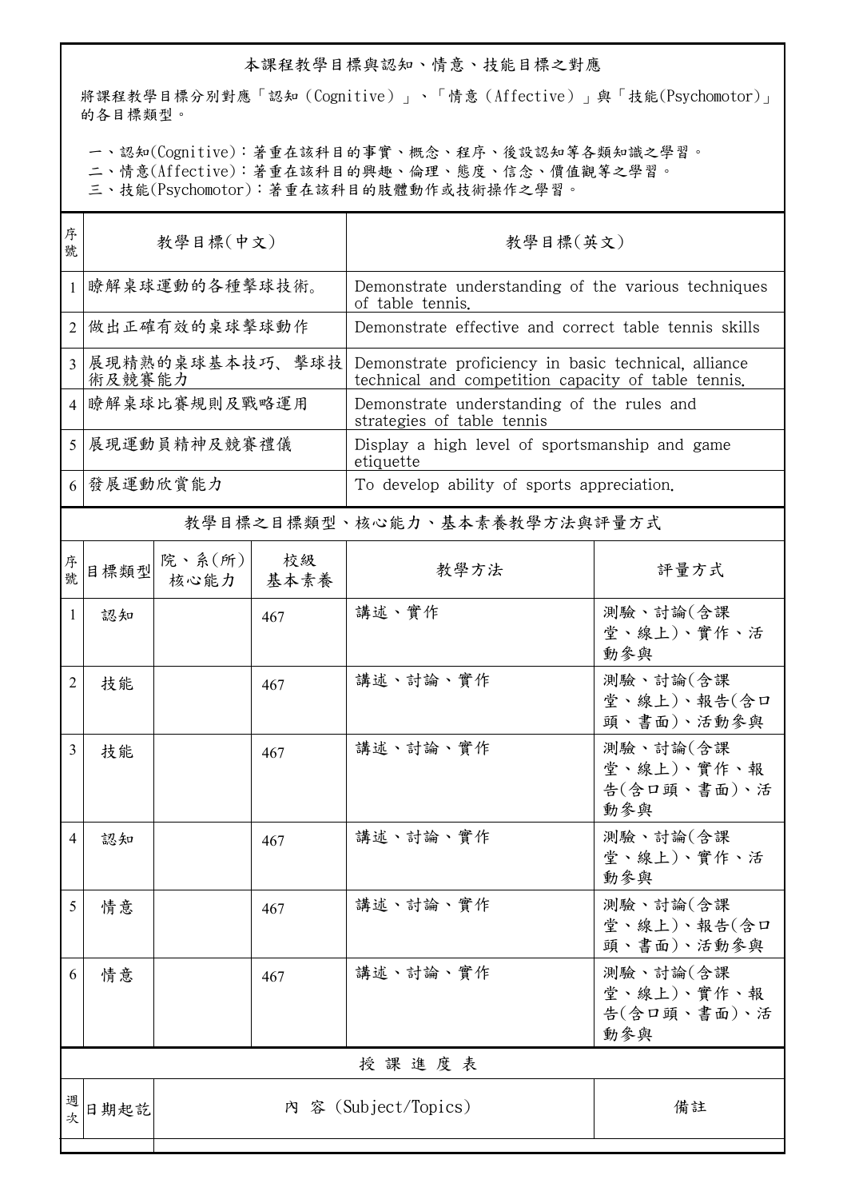## 本課程教學目標與認知、情意、技能目標之對應

將課程教學目標分別對應「認知（Cognitive）」、「情意（Affective）」與「技能(Psychomotor)」的各目標類型。

一、認知(Cognitive)：著重在該科目的事實、概念、程序、後設認知等各類知識之學習。
二、情意(Affective)：著重在該科目的興趣、倫理、態度、信念、價值觀等之學習。
三、技能(Psychomotor)：著重在該科目的肢體動作或技術操作之學習。

| 序號 | 教學目標(中文) | 教學目標(英文) |
|---|---|---|
| 1 | 瞭解桌球運動的各種擊球技術。 | Demonstrate understanding of the various techniques of table tennis. |
| 2 | 做出正確有效的桌球擊球動作 | Demonstrate effective and correct table tennis skills |
| 3 | 展現精熟的桌球基本技巧、擊球技術及競賽能力 | Demonstrate proficiency in basic technical, alliance technical and competition capacity of table tennis. |
| 4 | 瞭解桌球比賽規則及戰略運用 | Demonstrate understanding of the rules and strategies of table tennis |
| 5 | 展現運動員精神及競賽禮儀 | Display a high level of sportsmanship and game etiquette |
| 6 | 發展運動欣賞能力 | To develop ability of sports appreciation. |

## 教學目標之目標類型、核心能力、基本素養教學方法與評量方式

| 序號 | 目標類型 | 院、系(所)核心能力 | 校級基本素養 | 教學方法 | 評量方式 |
|---|---|---|---|---|---|
| 1 | 認知 | | 467 | 講述、實作 | 測驗、討論(含課堂、線上)、實作、活動參與 |
| 2 | 技能 | | 467 | 講述、討論、實作 | 測驗、討論(含課堂、線上)、報告(含口頭、書面)、活動參與 |
| 3 | 技能 | | 467 | 講述、討論、實作 | 測驗、討論(含課堂、線上)、實作、報告(含口頭、書面)、活動參與 |
| 4 | 認知 | | 467 | 講述、討論、實作 | 測驗、討論(含課堂、線上)、實作、活動參與 |
| 5 | 情意 | | 467 | 講述、討論、實作 | 測驗、討論(含課堂、線上)、報告(含口頭、書面)、活動參與 |
| 6 | 情意 | | 467 | 講述、討論、實作 | 測驗、討論(含課堂、線上)、實作、報告(含口頭、書面)、活動參與 |

## 授課進度表

| 週次 | 日期起訖 | 內 容 (Subject/Topics) | 備註 |
|---|---|---|---|
| | | | |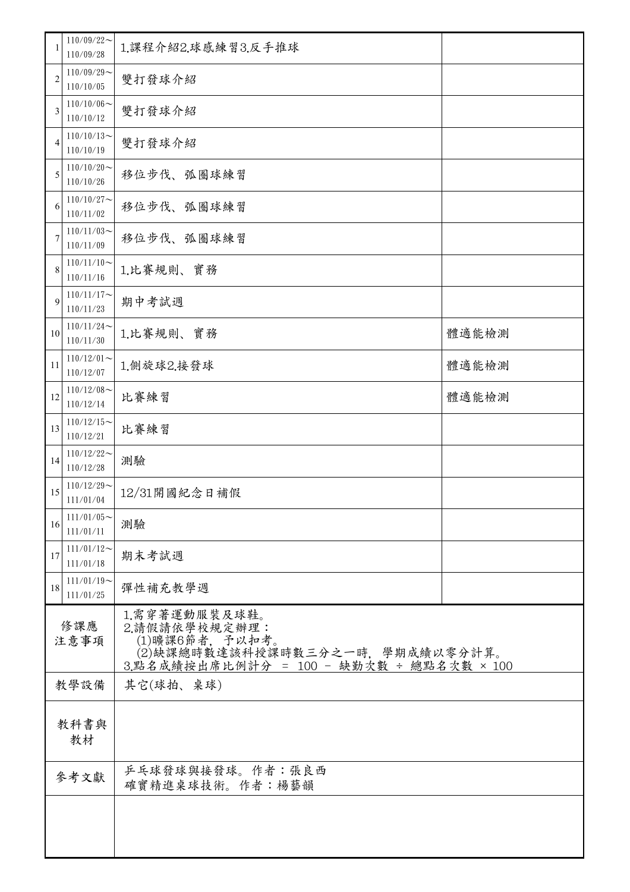| | | | |
|---|---|---|---|
| 1 | 110/09/22～110/09/28 | 1.課程介紹2.球感練習3.反手推球 | |
| 2 | 110/09/29～110/10/05 | 雙打發球介紹 | |
| 3 | 110/10/06～110/10/12 | 雙打發球介紹 | |
| 4 | 110/10/13～110/10/19 | 雙打發球介紹 | |
| 5 | 110/10/20～110/10/26 | 移位步伐、弧圈球練習 | |
| 6 | 110/10/27～110/11/02 | 移位步伐、弧圈球練習 | |
| 7 | 110/11/03～110/11/09 | 移位步伐、弧圈球練習 | |
| 8 | 110/11/10～110/11/16 | 1.比賽規則、實務 | |
| 9 | 110/11/17～110/11/23 | 期中考試週 | |
| 10 | 110/11/24～110/11/30 | 1.比賽規則、實務 | 體適能檢測 |
| 11 | 110/12/01～110/12/07 | 1.側旋球2.接發球 | 體適能檢測 |
| 12 | 110/12/08～110/12/14 | 比賽練習 | 體適能檢測 |
| 13 | 110/12/15～110/12/21 | 比賽練習 | |
| 14 | 110/12/22～110/12/28 | 測驗 | |
| 15 | 110/12/29～111/01/04 | 12/31開國紀念日補假 | |
| 16 | 111/01/05～111/01/11 | 測驗 | |
| 17 | 111/01/12～111/01/18 | 期末考試週 | |
| 18 | 111/01/19～111/01/25 | 彈性補充教學週 | |

| | |
|---|---|
| 修課應注意事項 | 1.需穿著運動服裝及球鞋。<br>2.請假請依學校規定辦理：<br>(1)曠課6節者，予以扣考。<br>(2)缺課總時數達該科授課時數三分之一時，學期成績以零分計算。<br>3.點名成績按出席比例計分 = 100 - 缺勤次數 ÷ 總點名次數 × 100 |
| 教學設備 | 其它(球拍、桌球) |
| 教科書與教材 | |
| 參考文獻 | 乒乓球發球與接發球。作者：張良西<br>確實精進桌球技術。作者：楊藝韻 |
| | |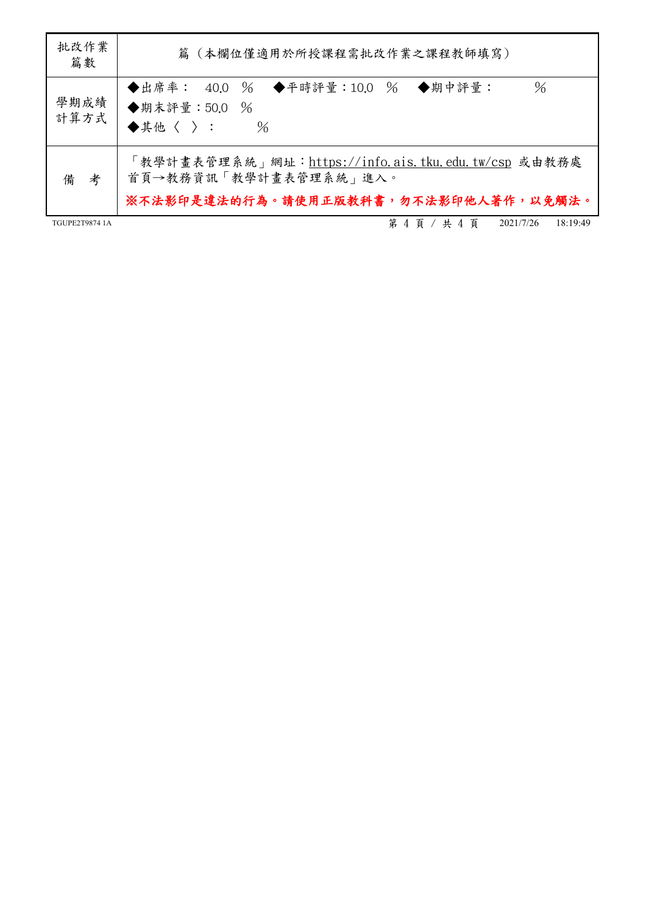| | |
|---|---|
| 批改作業篇數 | 篇（本欄位僅適用於所授課程需批改作業之課程教師填寫） |
| 學期成績計算方式 | ◆出席率： 40.0 ％ ◆平時評量：10.0 ％ ◆期中評量： ％<br>◆期末評量：50.0 ％<br>◆其他〈 〉： ％ |
| 備　考 | 「教學計畫表管理系統」網址：https://info.ais.tku.edu.tw/csp 或由教務處首頁→教務資訊「教學計畫表管理系統」進入。<br>**※不法影印是違法的行為。請使用正版教科書，勿不法影印他人著作，以免觸法。** |

TGUPE2T9874 1A　　2021/7/26　18:19:49